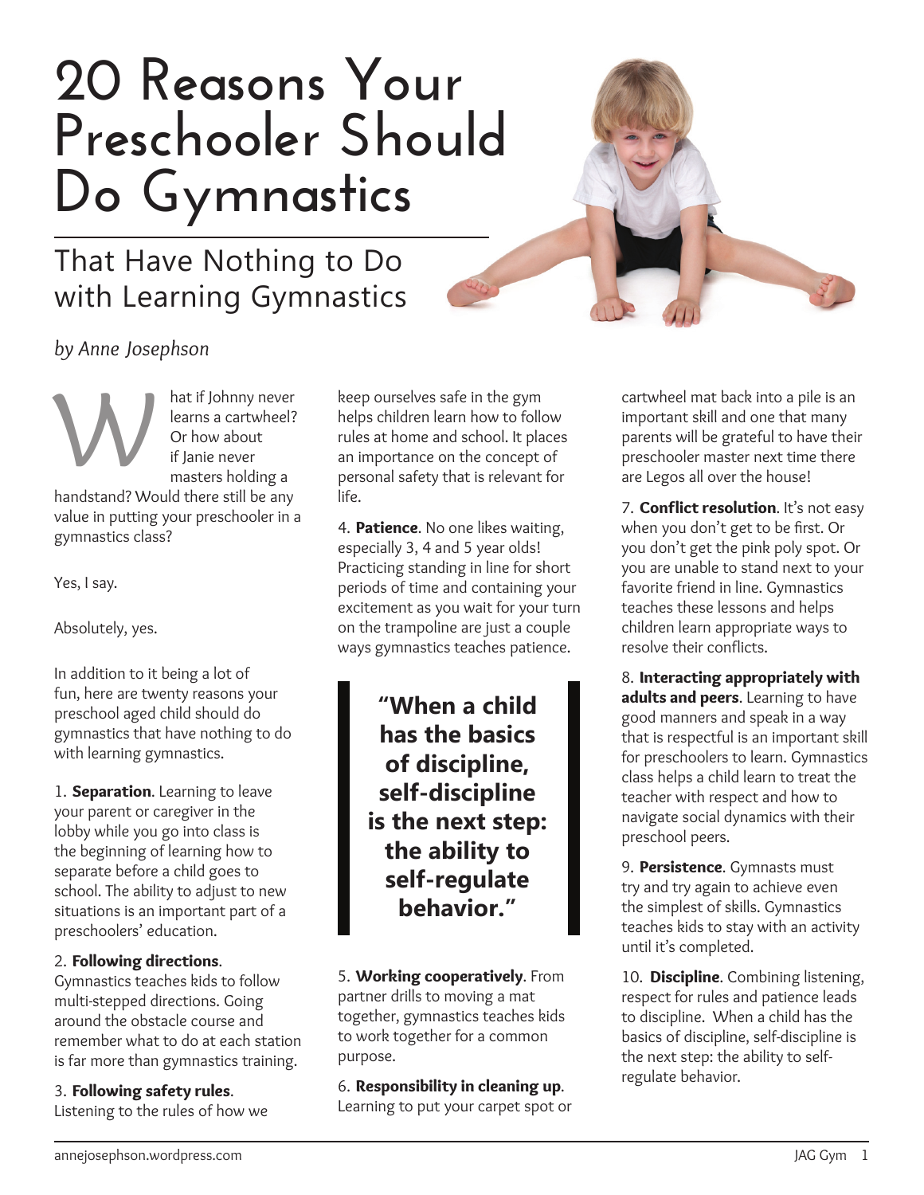# 20 Reasons Your Preschooler Should Do Gymnastics

## That Have Nothing to Do with Learning Gymnastics

*by Anne Josephson*

What if Johnny never learns a cartwheel? Or how about if Janie never masters holding a handstand? Would there still be any value in putting your preschooler in a gymnastics class?

Yes, I say.

Absolutely, yes.

In addition to it being a lot of fun, here are twenty reasons your preschool aged child should do gymnastics that have nothing to do with learning gymnastics.

1. **Separation**. Learning to leave your parent or caregiver in the lobby while you go into class is the beginning of learning how to separate before a child goes to school. The ability to adjust to new situations is an important part of a preschoolers' education.

2. **Following directions**. Gymnastics teaches kids to follow multi-stepped directions. Going around the obstacle course and remember what to do at each station is far more than gymnastics training.

3. **Following safety rules**. Listening to the rules of how we keep ourselves safe in the gym helps children learn how to follow rules at home and school. It places an importance on the concept of personal safety that is relevant for life.

4. **Patience**. No one likes waiting, especially 3, 4 and 5 year olds! Practicing standing in line for short periods of time and containing your excitement as you wait for your turn on the trampoline are just a couple ways gymnastics teaches patience.

> **"When a child has the basics of discipline, self-discipline is the next step: the ability to self-regulate behavior."**

5. **Working cooperatively**. From partner drills to moving a mat together, gymnastics teaches kids to work together for a common purpose.

6. **Responsibility in cleaning up**. Learning to put your carpet spot or cartwheel mat back into a pile is an important skill and one that many parents will be grateful to have their preschooler master next time there are Legos all over the house!

7. **Conflict resolution**. It's not easy when you don't get to be first. Or you don't get the pink poly spot. Or you are unable to stand next to your favorite friend in line. Gymnastics teaches these lessons and helps children learn appropriate ways to resolve their conflicts.

8. **Interacting appropriately with adults and peers**. Learning to have good manners and speak in a way that is respectful is an important skill for preschoolers to learn. Gymnastics class helps a child learn to treat the teacher with respect and how to navigate social dynamics with their preschool peers.

9. **Persistence**. Gymnasts must try and try again to achieve even the simplest of skills. Gymnastics teaches kids to stay with an activity until it's completed.

10. **Discipline**. Combining listening, respect for rules and patience leads to discipline. When a child has the basics of discipline, self-discipline is the next step: the ability to self-regulate behavior.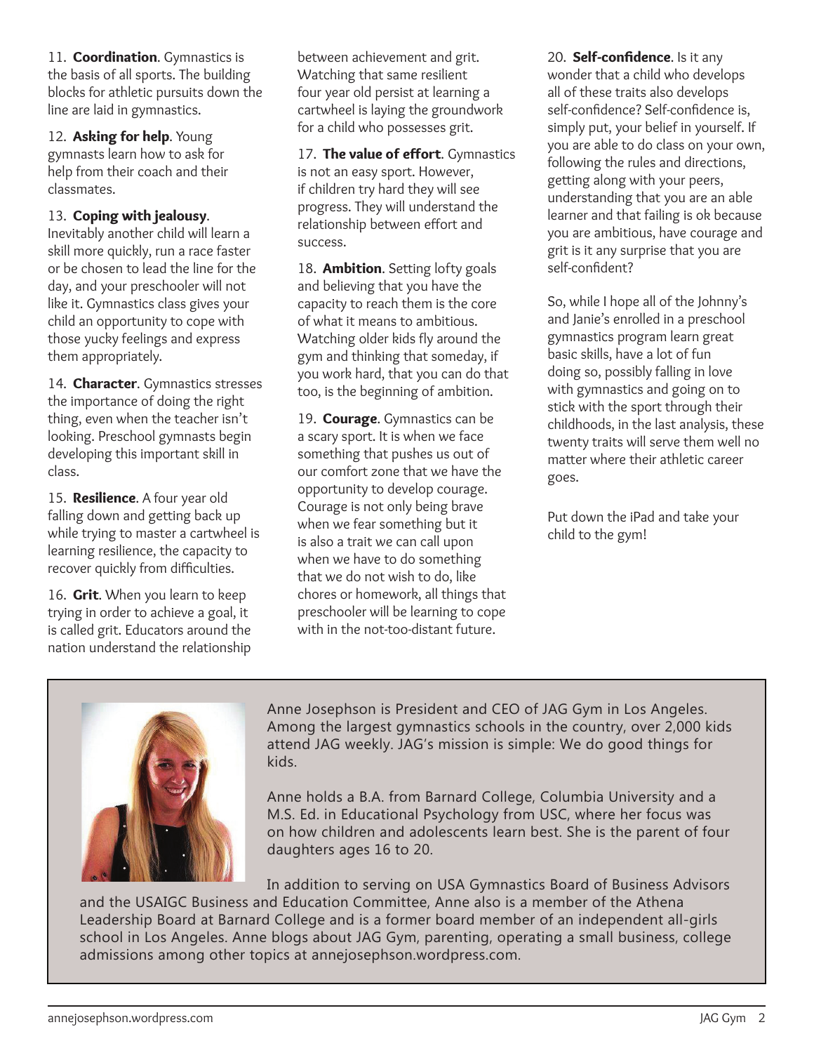11. **Coordination**. Gymnastics is the basis of all sports. The building blocks for athletic pursuits down the line are laid in gymnastics.

12. **Asking for help**. Young gymnasts learn how to ask for help from their coach and their classmates.

13. **Coping with jealousy**. Inevitably another child will learn a skill more quickly, run a race faster or be chosen to lead the line for the day, and your preschooler will not like it. Gymnastics class gives your child an opportunity to cope with those yucky feelings and express them appropriately.

14. **Character**. Gymnastics stresses the importance of doing the right thing, even when the teacher isn't looking. Preschool gymnasts begin developing this important skill in class.

15. **Resilience**. A four year old falling down and getting back up while trying to master a cartwheel is learning resilience, the capacity to recover quickly from difficulties.

16. **Grit**. When you learn to keep trying in order to achieve a goal, it is called grit. Educators around the nation understand the relationship between achievement and grit. Watching that same resilient four year old persist at learning a cartwheel is laying the groundwork for a child who possesses grit.

17. **The value of effort**. Gymnastics is not an easy sport. However, if children try hard they will see progress. They will understand the relationship between effort and success.

18. **Ambition**. Setting lofty goals and believing that you have the capacity to reach them is the core of what it means to ambitious. Watching older kids fly around the gym and thinking that someday, if you work hard, that you can do that too, is the beginning of ambition.

19. **Courage**. Gymnastics can be a scary sport. It is when we face something that pushes us out of our comfort zone that we have the opportunity to develop courage. Courage is not only being brave when we fear something but it is also a trait we can call upon when we have to do something that we do not wish to do, like chores or homework, all things that preschooler will be learning to cope with in the not-too-distant future.

20. **Self-confidence**. Is it any wonder that a child who develops all of these traits also develops self-confidence? Self-confidence is, simply put, your belief in yourself. If you are able to do class on your own, following the rules and directions, getting along with your peers, understanding that you are an able learner and that failing is ok because you are ambitious, have courage and grit is it any surprise that you are self-confident?

So, while I hope all of the Johnny's and Janie's enrolled in a preschool gymnastics program learn great basic skills, have a lot of fun doing so, possibly falling in love with gymnastics and going on to stick with the sport through their childhoods, in the last analysis, these twenty traits will serve them well no matter where their athletic career goes.

Put down the iPad and take your child to the gym!

---

Anne Josephson is President and CEO of JAG Gym in Los Angeles. Among the largest gymnastics schools in the country, over 2,000 kids attend JAG weekly. JAG's mission is simple: We do good things for kids.

Anne holds a B.A. from Barnard College, Columbia University and a M.S. Ed. in Educational Psychology from USC, where her focus was on how children and adolescents learn best. She is the parent of four daughters ages 16 to 20.

In addition to serving on USA Gymnastics Board of Business Advisors and the USAIGC Business and Education Committee, Anne also is a member of the Athena Leadership Board at Barnard College and is a former board member of an independent all-girls school in Los Angeles. Anne blogs about JAG Gym, parenting, operating a small business, college admissions among other topics at annejosephson.wordpress.com.